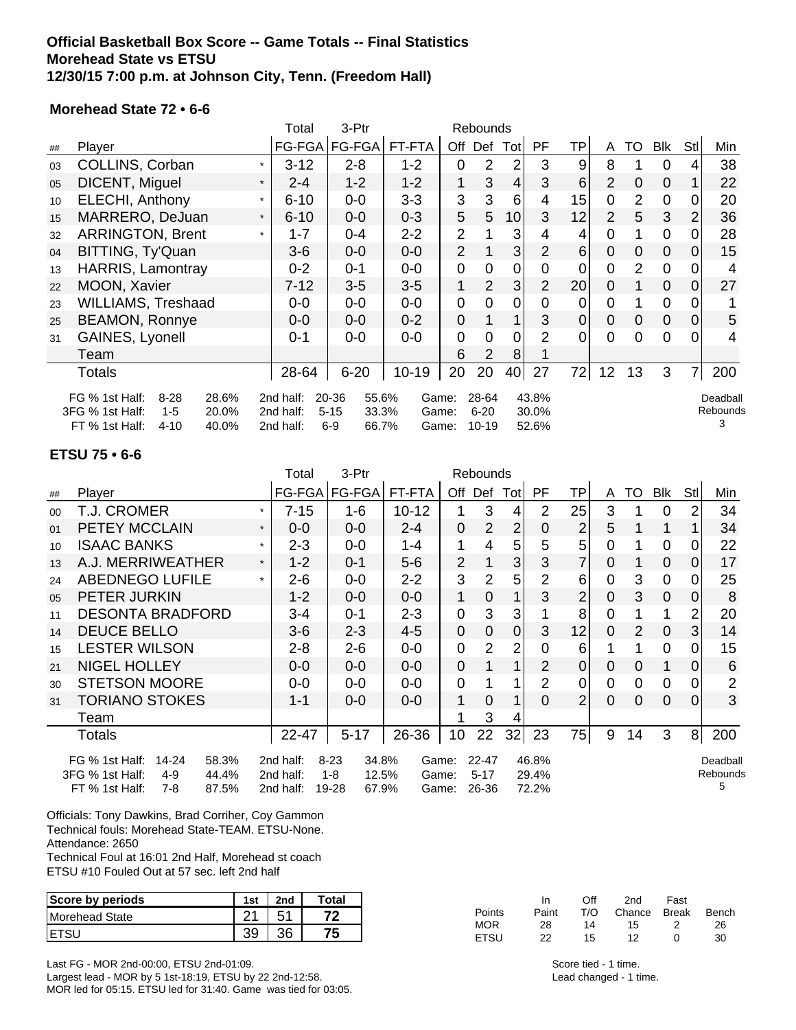**Official Basketball Box Score -- Game Totals -- Final Statistics**
**Morehead State vs ETSU**
**12/30/15 7:00 p.m. at Johnson City, Tenn. (Freedom Hall)**

### Morehead State 72 • 6-6

| | | | Total | 3-Ptr | | Rebounds | | | | | | | | | | |
|---|---|---|---|---|---|---|---|---|---|---|---|---|---|---|---|---|
| ## | Player | | FG-FGA | FG-FGA | FT-FTA | Off | Def | Tot | PF | TP | A | TO | Blk | Stl | Min |
| 03 | COLLINS, Corban | * | 3-12 | 2-8 | 1-2 | 0 | 2 | 2 | 3 | 9 | 8 | 1 | 0 | 4 | 38 |
| 05 | DICENT, Miguel | * | 2-4 | 1-2 | 1-2 | 1 | 3 | 4 | 3 | 6 | 2 | 0 | 0 | 1 | 22 |
| 10 | ELECHI, Anthony | * | 6-10 | 0-0 | 3-3 | 3 | 3 | 6 | 4 | 15 | 0 | 2 | 0 | 0 | 20 |
| 15 | MARRERO, DeJuan | * | 6-10 | 0-0 | 0-3 | 5 | 5 | 10 | 3 | 12 | 2 | 5 | 3 | 2 | 36 |
| 32 | ARRINGTON, Brent | * | 1-7 | 0-4 | 2-2 | 2 | 1 | 3 | 4 | 4 | 0 | 1 | 0 | 0 | 28 |
| 04 | BITTING, Ty'Quan | | 3-6 | 0-0 | 0-0 | 2 | 1 | 3 | 2 | 6 | 0 | 0 | 0 | 0 | 15 |
| 13 | HARRIS, Lamontray | | 0-2 | 0-1 | 0-0 | 0 | 0 | 0 | 0 | 0 | 0 | 2 | 0 | 0 | 4 |
| 22 | MOON, Xavier | | 7-12 | 3-5 | 3-5 | 1 | 2 | 3 | 2 | 20 | 0 | 1 | 0 | 0 | 27 |
| 23 | WILLIAMS, Treshaad | | 0-0 | 0-0 | 0-0 | 0 | 0 | 0 | 0 | 0 | 0 | 1 | 0 | 0 | 1 |
| 25 | BEAMON, Ronnye | | 0-0 | 0-0 | 0-2 | 0 | 1 | 1 | 3 | 0 | 0 | 0 | 0 | 0 | 5 |
| 31 | GAINES, Lyonell | | 0-1 | 0-0 | 0-0 | 0 | 0 | 0 | 2 | 0 | 0 | 0 | 0 | 0 | 4 |
| | Team | | | | | 6 | 2 | 8 | 1 | | | | | | |
| | Totals | | 28-64 | 6-20 | 10-19 | 20 | 20 | 40 | 27 | 72 | 12 | 13 | 3 | 7 | 200 |

| | | | | | | | | | |
|---|---|---|---|---|---|---|---|---|---|
| FG % 1st Half: | 8-28 | 28.6% | 2nd half: | 20-36 | 55.6% | Game: | 28-64 | 43.8% | Deadball Rebounds |
| 3FG % 1st Half: | 1-5 | 20.0% | 2nd half: | 5-15 | 33.3% | Game: | 6-20 | 30.0% | 3 |
| FT % 1st Half: | 4-10 | 40.0% | 2nd half: | 6-9 | 66.7% | Game: | 10-19 | 52.6% | |

### ETSU 75 • 6-6

| | | | Total | 3-Ptr | | Rebounds | | | | | | | | | | |
|---|---|---|---|---|---|---|---|---|---|---|---|---|---|---|---|---|
| ## | Player | | FG-FGA | FG-FGA | FT-FTA | Off | Def | Tot | PF | TP | A | TO | Blk | Stl | Min |
| 00 | T.J. CROMER | * | 7-15 | 1-6 | 10-12 | 1 | 3 | 4 | 2 | 25 | 3 | 1 | 0 | 2 | 34 |
| 01 | PETEY MCCLAIN | * | 0-0 | 0-0 | 2-4 | 0 | 2 | 2 | 0 | 2 | 5 | 1 | 1 | 1 | 34 |
| 10 | ISAAC BANKS | * | 2-3 | 0-0 | 1-4 | 1 | 4 | 5 | 5 | 5 | 0 | 1 | 0 | 0 | 22 |
| 13 | A.J. MERRIWEATHER | * | 1-2 | 0-1 | 5-6 | 2 | 1 | 3 | 3 | 7 | 0 | 1 | 0 | 0 | 17 |
| 24 | ABEDNEGO LUFILE | * | 2-6 | 0-0 | 2-2 | 3 | 2 | 5 | 2 | 6 | 0 | 3 | 0 | 0 | 25 |
| 05 | PETER JURKIN | | 1-2 | 0-0 | 0-0 | 1 | 0 | 1 | 3 | 2 | 0 | 3 | 0 | 0 | 8 |
| 11 | DESONTA BRADFORD | | 3-4 | 0-1 | 2-3 | 0 | 3 | 3 | 1 | 8 | 0 | 1 | 1 | 2 | 20 |
| 14 | DEUCE BELLO | | 3-6 | 2-3 | 4-5 | 0 | 0 | 0 | 3 | 12 | 0 | 2 | 0 | 3 | 14 |
| 15 | LESTER WILSON | | 2-8 | 2-6 | 0-0 | 0 | 2 | 2 | 0 | 6 | 1 | 1 | 0 | 0 | 15 |
| 21 | NIGEL HOLLEY | | 0-0 | 0-0 | 0-0 | 0 | 1 | 1 | 2 | 0 | 0 | 0 | 1 | 0 | 6 |
| 30 | STETSON MOORE | | 0-0 | 0-0 | 0-0 | 0 | 1 | 1 | 2 | 0 | 0 | 0 | 0 | 0 | 2 |
| 31 | TORIANO STOKES | | 1-1 | 0-0 | 0-0 | 1 | 0 | 1 | 0 | 2 | 0 | 0 | 0 | 0 | 3 |
| | Team | | | | | 1 | 3 | 4 | | | | | | | |
| | Totals | | 22-47 | 5-17 | 26-36 | 10 | 22 | 32 | 23 | 75 | 9 | 14 | 3 | 8 | 200 |

| | | | | | | | | | |
|---|---|---|---|---|---|---|---|---|---|
| FG % 1st Half: | 14-24 | 58.3% | 2nd half: | 8-23 | 34.8% | Game: | 22-47 | 46.8% | Deadball Rebounds |
| 3FG % 1st Half: | 4-9 | 44.4% | 2nd half: | 1-8 | 12.5% | Game: | 5-17 | 29.4% | 5 |
| FT % 1st Half: | 7-8 | 87.5% | 2nd half: | 19-28 | 67.9% | Game: | 26-36 | 72.2% | |

Officials: Tony Dawkins, Brad Corriher, Coy Gammon
Technical fouls: Morehead State-TEAM. ETSU-None.
Attendance: 2650
Technical Foul at 16:01 2nd Half, Morehead st coach
ETSU #10 Fouled Out at 57 sec. left 2nd half

| Score by periods | 1st | 2nd | Total |
|---|---|---|---|
| Morehead State | 21 | 51 | 72 |
| ETSU | 39 | 36 | 75 |

| Points | In Paint | Off T/O | 2nd Chance | Fast Break | Bench |
|---|---|---|---|---|---|
| MOR | 28 | 14 | 15 | 2 | 26 |
| ETSU | 22 | 15 | 12 | 0 | 30 |

Last FG - MOR 2nd-00:00, ETSU 2nd-01:09.
Largest lead - MOR by 5 1st-18:19, ETSU by 22 2nd-12:58.
MOR led for 05:15. ETSU led for 31:40. Game was tied for 03:05.

Score tied - 1 time.
Lead changed - 1 time.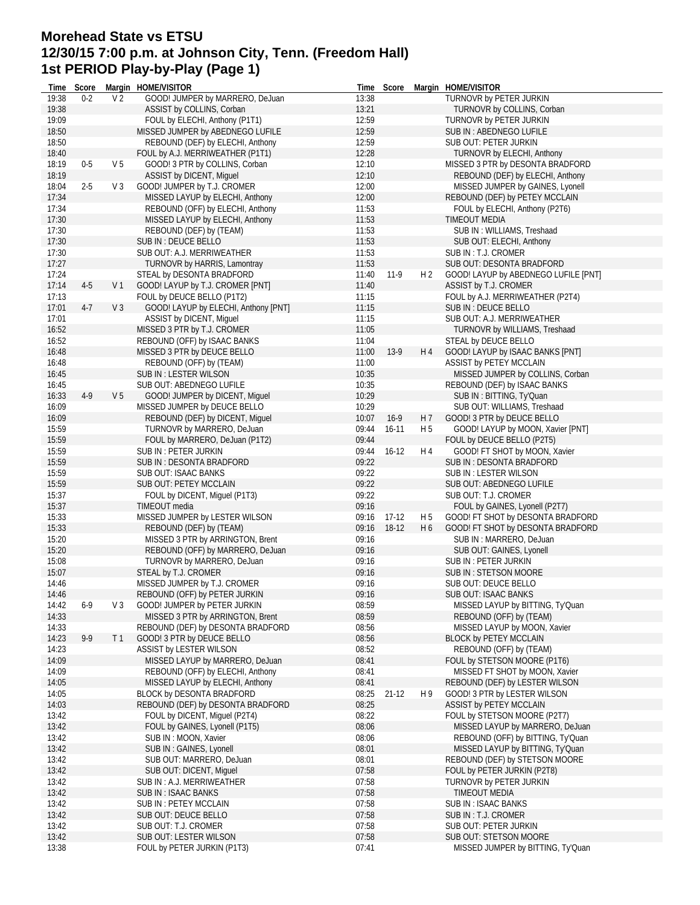# Morehead State vs ETSU
# 12/30/15 7:00 p.m. at Johnson City, Tenn. (Freedom Hall)
# 1st PERIOD Play-by-Play (Page 1)

| Time | Score | Margin | HOME/VISITOR |
|---|---|---|---|
| 19:38 | 0-2 | V 2 | GOOD! JUMPER by MARRERO, DeJuan |
| 19:38 | | | ASSIST by COLLINS, Corban |
| 19:09 | | | FOUL by ELECHI, Anthony (P1T1) |
| 18:50 | | | MISSED JUMPER by ABEDNEGO LUFILE |
| 18:50 | | | REBOUND (DEF) by ELECHI, Anthony |
| 18:40 | | | FOUL by A.J. MERRIWEATHER (P1T1) |
| 18:19 | 0-5 | V 5 | GOOD! 3 PTR by COLLINS, Corban |
| 18:19 | | | ASSIST by DICENT, Miguel |
| 18:04 | 2-5 | V 3 | GOOD! JUMPER by T.J. CROMER |
| 17:34 | | | MISSED LAYUP by ELECHI, Anthony |
| 17:34 | | | REBOUND (OFF) by ELECHI, Anthony |
| 17:30 | | | MISSED LAYUP by ELECHI, Anthony |
| 17:30 | | | REBOUND (DEF) by (TEAM) |
| 17:30 | | | SUB IN : DEUCE BELLO |
| 17:30 | | | SUB OUT: A.J. MERRIWEATHER |
| 17:27 | | | TURNOVR by HARRIS, Lamontray |
| 17:24 | | | STEAL by DESONTA BRADFORD |
| 17:14 | 4-5 | V 1 | GOOD! LAYUP by T.J. CROMER [PNT] |
| 17:13 | | | FOUL by DEUCE BELLO (P1T2) |
| 17:01 | 4-7 | V 3 | GOOD! LAYUP by ELECHI, Anthony [PNT] |
| 17:01 | | | ASSIST by DICENT, Miguel |
| 16:52 | | | MISSED 3 PTR by T.J. CROMER |
| 16:52 | | | REBOUND (OFF) by ISAAC BANKS |
| 16:48 | | | MISSED 3 PTR by DEUCE BELLO |
| 16:48 | | | REBOUND (OFF) by (TEAM) |
| 16:45 | | | SUB IN : LESTER WILSON |
| 16:45 | | | SUB OUT: ABEDNEGO LUFILE |
| 16:33 | 4-9 | V 5 | GOOD! JUMPER by DICENT, Miguel |
| 16:09 | | | MISSED JUMPER by DEUCE BELLO |
| 16:09 | | | REBOUND (DEF) by DICENT, Miguel |
| 15:59 | | | TURNOVR by MARRERO, DeJuan |
| 15:59 | | | FOUL by MARRERO, DeJuan (P1T2) |
| 15:59 | | | SUB IN : PETER JURKIN |
| 15:59 | | | SUB IN : DESONTA BRADFORD |
| 15:59 | | | SUB OUT: ISAAC BANKS |
| 15:59 | | | SUB OUT: PETEY MCCLAIN |
| 15:37 | | | FOUL by DICENT, Miguel (P1T3) |
| 15:37 | | | TIMEOUT media |
| 15:33 | | | MISSED JUMPER by LESTER WILSON |
| 15:33 | | | REBOUND (DEF) by (TEAM) |
| 15:20 | | | MISSED 3 PTR by ARRINGTON, Brent |
| 15:20 | | | REBOUND (OFF) by MARRERO, DeJuan |
| 15:08 | | | TURNOVR by MARRERO, DeJuan |
| 15:07 | | | STEAL by T.J. CROMER |
| 14:46 | | | MISSED JUMPER by T.J. CROMER |
| 14:46 | | | REBOUND (OFF) by PETER JURKIN |
| 14:42 | 6-9 | V 3 | GOOD! JUMPER by PETER JURKIN |
| 14:33 | | | MISSED 3 PTR by ARRINGTON, Brent |
| 14:33 | | | REBOUND (DEF) by DESONTA BRADFORD |
| 14:23 | 9-9 | T 1 | GOOD! 3 PTR by DEUCE BELLO |
| 14:23 | | | ASSIST by LESTER WILSON |
| 14:09 | | | MISSED LAYUP by MARRERO, DeJuan |
| 14:09 | | | REBOUND (OFF) by ELECHI, Anthony |
| 14:05 | | | MISSED LAYUP by ELECHI, Anthony |
| 14:05 | | | BLOCK by DESONTA BRADFORD |
| 14:03 | | | REBOUND (DEF) by DESONTA BRADFORD |
| 13:42 | | | FOUL by DICENT, Miguel (P2T4) |
| 13:42 | | | FOUL by GAINES, Lyonell (P1T5) |
| 13:42 | | | SUB IN : MOON, Xavier |
| 13:42 | | | SUB IN : GAINES, Lyonell |
| 13:42 | | | SUB OUT: MARRERO, DeJuan |
| 13:42 | | | SUB OUT: DICENT, Miguel |
| 13:42 | | | SUB IN : A.J. MERRIWEATHER |
| 13:42 | | | SUB IN : ISAAC BANKS |
| 13:42 | | | SUB IN : PETEY MCCLAIN |
| 13:42 | | | SUB OUT: DEUCE BELLO |
| 13:42 | | | SUB OUT: T.J. CROMER |
| 13:42 | | | SUB OUT: LESTER WILSON |
| 13:38 | | | FOUL by PETER JURKIN (P1T3) |
| 13:38 | | | TURNOVR by PETER JURKIN |
| 13:21 | | | TURNOVR by COLLINS, Corban |
| 12:59 | | | TURNOVR by PETER JURKIN |
| 12:59 | | | SUB IN : ABEDNEGO LUFILE |
| 12:59 | | | SUB OUT: PETER JURKIN |
| 12:28 | | | TURNOVR by ELECHI, Anthony |
| 12:10 | | | MISSED 3 PTR by DESONTA BRADFORD |
| 12:10 | | | REBOUND (DEF) by ELECHI, Anthony |
| 12:00 | | | MISSED JUMPER by GAINES, Lyonell |
| 12:00 | | | REBOUND (DEF) by PETEY MCCLAIN |
| 11:53 | | | FOUL by ELECHI, Anthony (P2T6) |
| 11:53 | | | TIMEOUT MEDIA |
| 11:53 | | | SUB IN : WILLIAMS, Treshaad |
| 11:53 | | | SUB OUT: ELECHI, Anthony |
| 11:53 | | | SUB IN : T.J. CROMER |
| 11:53 | | | SUB OUT: DESONTA BRADFORD |
| 11:40 | 11-9 | H 2 | GOOD! LAYUP by ABEDNEGO LUFILE [PNT] |
| 11:40 | | | ASSIST by T.J. CROMER |
| 11:15 | | | FOUL by A.J. MERRIWEATHER (P2T4) |
| 11:15 | | | SUB IN : DEUCE BELLO |
| 11:15 | | | SUB OUT: A.J. MERRIWEATHER |
| 11:05 | | | TURNOVR by WILLIAMS, Treshaad |
| 11:04 | | | STEAL by DEUCE BELLO |
| 11:00 | 13-9 | H 4 | GOOD! LAYUP by ISAAC BANKS [PNT] |
| 11:00 | | | ASSIST by PETEY MCCLAIN |
| 10:35 | | | MISSED JUMPER by COLLINS, Corban |
| 10:35 | | | REBOUND (DEF) by ISAAC BANKS |
| 10:29 | | | SUB IN : BITTING, Ty'Quan |
| 10:29 | | | SUB OUT: WILLIAMS, Treshaad |
| 10:07 | 16-9 | H 7 | GOOD! 3 PTR by DEUCE BELLO |
| 09:44 | 16-11 | H 5 | GOOD! LAYUP by MOON, Xavier [PNT] |
| 09:44 | | | FOUL by DEUCE BELLO (P2T5) |
| 09:44 | 16-12 | H 4 | GOOD! FT SHOT by MOON, Xavier |
| 09:22 | | | SUB IN : DESONTA BRADFORD |
| 09:22 | | | SUB IN : LESTER WILSON |
| 09:22 | | | SUB OUT: ABEDNEGO LUFILE |
| 09:22 | | | SUB OUT: T.J. CROMER |
| 09:16 | | | FOUL by GAINES, Lyonell (P2T7) |
| 09:16 | 17-12 | H 5 | GOOD! FT SHOT by DESONTA BRADFORD |
| 09:16 | 18-12 | H 6 | GOOD! FT SHOT by DESONTA BRADFORD |
| 09:16 | | | SUB IN : MARRERO, DeJuan |
| 09:16 | | | SUB OUT: GAINES, Lyonell |
| 09:16 | | | SUB IN : PETER JURKIN |
| 09:16 | | | SUB IN : STETSON MOORE |
| 09:16 | | | SUB OUT: DEUCE BELLO |
| 09:16 | | | SUB OUT: ISAAC BANKS |
| 08:59 | | | MISSED LAYUP by BITTING, Ty'Quan |
| 08:59 | | | REBOUND (OFF) by (TEAM) |
| 08:56 | | | MISSED LAYUP by MOON, Xavier |
| 08:56 | | | BLOCK by PETEY MCCLAIN |
| 08:52 | | | REBOUND (OFF) by (TEAM) |
| 08:41 | | | FOUL by STETSON MOORE (P1T6) |
| 08:41 | | | MISSED FT SHOT by MOON, Xavier |
| 08:41 | | | REBOUND (DEF) by LESTER WILSON |
| 08:25 | 21-12 | H 9 | GOOD! 3 PTR by LESTER WILSON |
| 08:25 | | | ASSIST by PETEY MCCLAIN |
| 08:22 | | | FOUL by STETSON MOORE (P2T7) |
| 08:06 | | | MISSED LAYUP by MARRERO, DeJuan |
| 08:06 | | | REBOUND (OFF) by BITTING, Ty'Quan |
| 08:01 | | | MISSED LAYUP by BITTING, Ty'Quan |
| 08:01 | | | REBOUND (DEF) by STETSON MOORE |
| 07:58 | | | FOUL by PETER JURKIN (P2T8) |
| 07:58 | | | TURNOVR by PETER JURKIN |
| 07:58 | | | TIMEOUT MEDIA |
| 07:58 | | | SUB IN : ISAAC BANKS |
| 07:58 | | | SUB IN : T.J. CROMER |
| 07:58 | | | SUB OUT: PETER JURKIN |
| 07:58 | | | SUB OUT: STETSON MOORE |
| 07:41 | | | MISSED JUMPER by BITTING, Ty'Quan |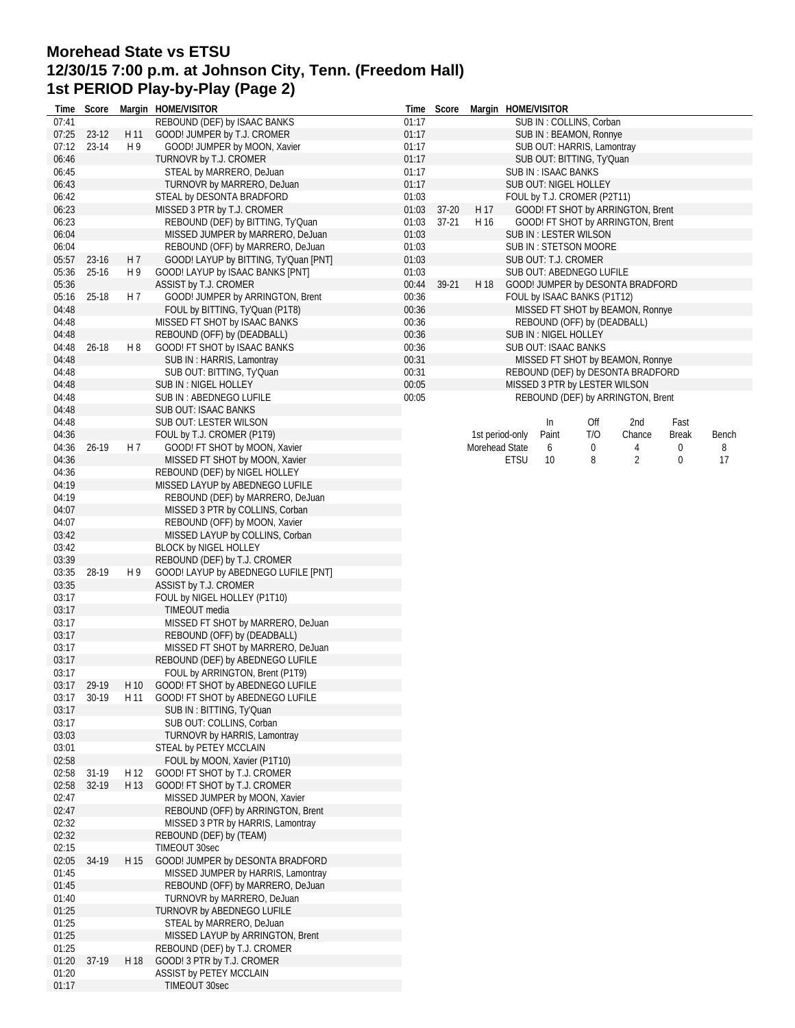# Morehead State vs ETSU
## 12/30/15 7:00 p.m. at Johnson City, Tenn. (Freedom Hall)
## 1st PERIOD Play-by-Play (Page 2)

| Time | Score | Margin | HOME/VISITOR |
|---|---|---|---|
| 07:41 | | | REBOUND (DEF) by ISAAC BANKS |
| 07:25 | 23-12 | H 11 | GOOD! JUMPER by T.J. CROMER |
| 07:12 | 23-14 | H 9 | GOOD! JUMPER by MOON, Xavier |
| 06:46 | | | TURNOVR by T.J. CROMER |
| 06:45 | | | STEAL by MARRERO, DeJuan |
| 06:43 | | | TURNOVR by MARRERO, DeJuan |
| 06:42 | | | STEAL by DESONTA BRADFORD |
| 06:23 | | | MISSED 3 PTR by T.J. CROMER |
| 06:23 | | | REBOUND (DEF) by BITTING, Ty'Quan |
| 06:04 | | | MISSED JUMPER by MARRERO, DeJuan |
| 06:04 | | | REBOUND (OFF) by MARRERO, DeJuan |
| 05:57 | 23-16 | H 7 | GOOD! LAYUP by BITTING, Ty'Quan [PNT] |
| 05:36 | 25-16 | H 9 | GOOD! LAYUP by ISAAC BANKS [PNT] |
| 05:36 | | | ASSIST by T.J. CROMER |
| 05:16 | 25-18 | H 7 | GOOD! JUMPER by ARRINGTON, Brent |
| 04:48 | | | FOUL by BITTING, Ty'Quan (P1T8) |
| 04:48 | | | MISSED FT SHOT by ISAAC BANKS |
| 04:48 | | | REBOUND (OFF) by (DEADBALL) |
| 04:48 | 26-18 | H 8 | GOOD! FT SHOT by ISAAC BANKS |
| 04:48 | | | SUB IN : HARRIS, Lamontray |
| 04:48 | | | SUB OUT: BITTING, Ty'Quan |
| 04:48 | | | SUB IN : NIGEL HOLLEY |
| 04:48 | | | SUB IN : ABEDNEGO LUFILE |
| 04:48 | | | SUB OUT: ISAAC BANKS |
| 04:48 | | | SUB OUT: LESTER WILSON |
| 04:36 | | | FOUL by T.J. CROMER (P1T9) |
| 04:36 | 26-19 | H 7 | GOOD! FT SHOT by MOON, Xavier |
| 04:36 | | | MISSED FT SHOT by MOON, Xavier |
| 04:36 | | | REBOUND (DEF) by NIGEL HOLLEY |
| 04:19 | | | MISSED LAYUP by ABEDNEGO LUFILE |
| 04:19 | | | REBOUND (DEF) by MARRERO, DeJuan |
| 04:07 | | | MISSED 3 PTR by COLLINS, Corban |
| 04:07 | | | REBOUND (OFF) by MOON, Xavier |
| 03:42 | | | MISSED LAYUP by COLLINS, Corban |
| 03:42 | | | BLOCK by NIGEL HOLLEY |
| 03:39 | | | REBOUND (DEF) by T.J. CROMER |
| 03:35 | 28-19 | H 9 | GOOD! LAYUP by ABEDNEGO LUFILE [PNT] |
| 03:35 | | | ASSIST by T.J. CROMER |
| 03:17 | | | FOUL by NIGEL HOLLEY (P1T10) |
| 03:17 | | | TIMEOUT media |
| 03:17 | | | MISSED FT SHOT by MARRERO, DeJuan |
| 03:17 | | | REBOUND (OFF) by (DEADBALL) |
| 03:17 | | | MISSED FT SHOT by MARRERO, DeJuan |
| 03:17 | | | REBOUND (DEF) by ABEDNEGO LUFILE |
| 03:17 | | | FOUL by ARRINGTON, Brent (P1T9) |
| 03:17 | 29-19 | H 10 | GOOD! FT SHOT by ABEDNEGO LUFILE |
| 03:17 | 30-19 | H 11 | GOOD! FT SHOT by ABEDNEGO LUFILE |
| 03:17 | | | SUB IN : BITTING, Ty'Quan |
| 03:17 | | | SUB OUT: COLLINS, Corban |
| 03:03 | | | TURNOVR by HARRIS, Lamontray |
| 03:01 | | | STEAL by PETEY MCCLAIN |
| 02:58 | | | FOUL by MOON, Xavier (P1T10) |
| 02:58 | 31-19 | H 12 | GOOD! FT SHOT by T.J. CROMER |
| 02:58 | 32-19 | H 13 | GOOD! FT SHOT by T.J. CROMER |
| 02:47 | | | MISSED JUMPER by MOON, Xavier |
| 02:47 | | | REBOUND (OFF) by ARRINGTON, Brent |
| 02:32 | | | MISSED 3 PTR by HARRIS, Lamontray |
| 02:32 | | | REBOUND (DEF) by (TEAM) |
| 02:15 | | | TIMEOUT 30sec |
| 02:05 | 34-19 | H 15 | GOOD! JUMPER by DESONTA BRADFORD |
| 01:45 | | | MISSED JUMPER by HARRIS, Lamontray |
| 01:45 | | | REBOUND (OFF) by MARRERO, DeJuan |
| 01:40 | | | TURNOVR by MARRERO, DeJuan |
| 01:25 | | | TURNOVR by ABEDNEGO LUFILE |
| 01:25 | | | STEAL by MARRERO, DeJuan |
| 01:25 | | | MISSED LAYUP by ARRINGTON, Brent |
| 01:25 | | | REBOUND (DEF) by T.J. CROMER |
| 01:20 | 37-19 | H 18 | GOOD! 3 PTR by T.J. CROMER |
| 01:20 | | | ASSIST by PETEY MCCLAIN |
| 01:17 | | | TIMEOUT 30sec |
| 01:17 | | | SUB IN : COLLINS, Corban |
| 01:17 | | | SUB IN : BEAMON, Ronnye |
| 01:17 | | | SUB OUT: HARRIS, Lamontray |
| 01:17 | | | SUB OUT: BITTING, Ty'Quan |
| 01:17 | | | SUB IN : ISAAC BANKS |
| 01:17 | | | SUB OUT: NIGEL HOLLEY |
| 01:03 | | | FOUL by T.J. CROMER (P2T11) |
| 01:03 | 37-20 | H 17 | GOOD! FT SHOT by ARRINGTON, Brent |
| 01:03 | 37-21 | H 16 | GOOD! FT SHOT by ARRINGTON, Brent |
| 01:03 | | | SUB IN : LESTER WILSON |
| 01:03 | | | SUB IN : STETSON MOORE |
| 01:03 | | | SUB OUT: T.J. CROMER |
| 01:03 | | | SUB OUT: ABEDNEGO LUFILE |
| 00:44 | 39-21 | H 18 | GOOD! JUMPER by DESONTA BRADFORD |
| 00:36 | | | FOUL by ISAAC BANKS (P1T12) |
| 00:36 | | | MISSED FT SHOT by BEAMON, Ronnye |
| 00:36 | | | REBOUND (OFF) by (DEADBALL) |
| 00:36 | | | SUB IN : NIGEL HOLLEY |
| 00:36 | | | SUB OUT: ISAAC BANKS |
| 00:31 | | | MISSED FT SHOT by BEAMON, Ronnye |
| 00:31 | | | REBOUND (DEF) by DESONTA BRADFORD |
| 00:05 | | | MISSED 3 PTR by LESTER WILSON |
| 00:05 | | | REBOUND (DEF) by ARRINGTON, Brent |

| 1st period-only | In Paint | Off T/O | 2nd Chance | Fast Break | Bench |
|---|---|---|---|---|---|
| Morehead State | 6 | 0 | 4 | 0 | 8 |
| ETSU | 10 | 8 | 2 | 0 | 17 |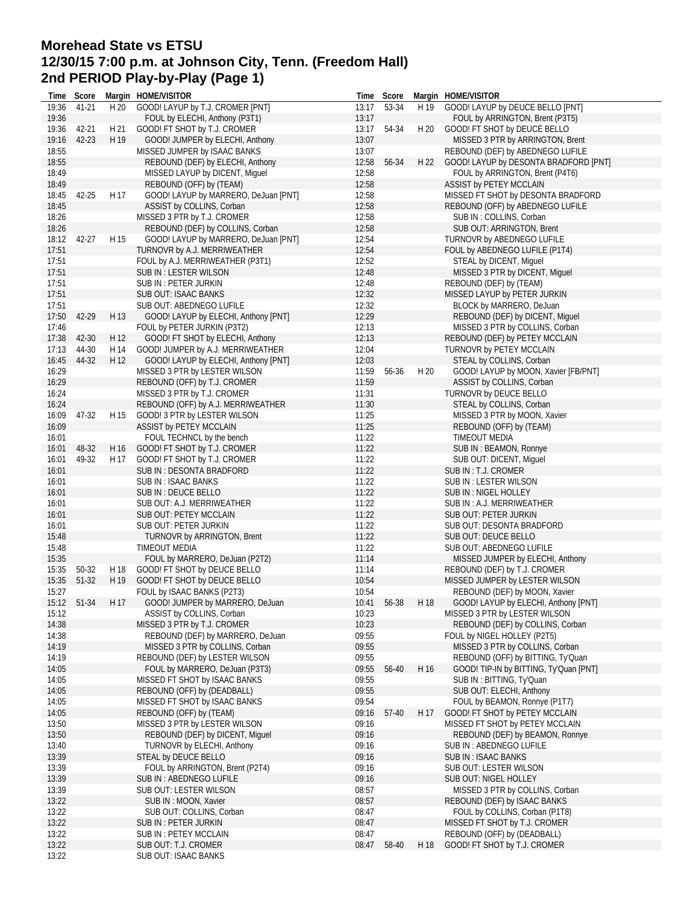# Morehead State vs ETSU
# 12/30/15 7:00 p.m. at Johnson City, Tenn. (Freedom Hall)
# 2nd PERIOD Play-by-Play (Page 1)

| Time | Score | Margin | HOME/VISITOR |
|---|---|---|---|
| 19:36 | 41-21 | H 20 | GOOD! LAYUP by T.J. CROMER [PNT] |
| 19:36 | | | FOUL by ELECHI, Anthony (P3T1) |
| 19:36 | 42-21 | H 21 | GOOD! FT SHOT by T.J. CROMER |
| 19:16 | 42-23 | H 19 | GOOD! JUMPER by ELECHI, Anthony |
| 18:55 | | | MISSED JUMPER by ISAAC BANKS |
| 18:55 | | | REBOUND (DEF) by ELECHI, Anthony |
| 18:49 | | | MISSED LAYUP by DICENT, Miguel |
| 18:49 | | | REBOUND (OFF) by (TEAM) |
| 18:45 | 42-25 | H 17 | GOOD! LAYUP by MARRERO, DeJuan [PNT] |
| 18:45 | | | ASSIST by COLLINS, Corban |
| 18:26 | | | MISSED 3 PTR by T.J. CROMER |
| 18:26 | | | REBOUND (DEF) by COLLINS, Corban |
| 18:12 | 42-27 | H 15 | GOOD! LAYUP by MARRERO, DeJuan [PNT] |
| 17:51 | | | TURNOVR by A.J. MERRIWEATHER |
| 17:51 | | | FOUL by A.J. MERRIWEATHER (P3T1) |
| 17:51 | | | SUB IN : LESTER WILSON |
| 17:51 | | | SUB IN : PETER JURKIN |
| 17:51 | | | SUB OUT: ISAAC BANKS |
| 17:51 | | | SUB OUT: ABEDNEGO LUFILE |
| 17:50 | 42-29 | H 13 | GOOD! LAYUP by ELECHI, Anthony [PNT] |
| 17:46 | | | FOUL by PETER JURKIN (P3T2) |
| 17:38 | 42-30 | H 12 | GOOD! FT SHOT by ELECHI, Anthony |
| 17:13 | 44-30 | H 14 | GOOD! JUMPER by A.J. MERRIWEATHER |
| 16:45 | 44-32 | H 12 | GOOD! LAYUP by ELECHI, Anthony [PNT] |
| 16:29 | | | MISSED 3 PTR by LESTER WILSON |
| 16:29 | | | REBOUND (OFF) by T.J. CROMER |
| 16:24 | | | MISSED 3 PTR by T.J. CROMER |
| 16:24 | | | REBOUND (OFF) by A.J. MERRIWEATHER |
| 16:09 | 47-32 | H 15 | GOOD! 3 PTR by LESTER WILSON |
| 16:09 | | | ASSIST by PETEY MCCLAIN |
| 16:01 | | | FOUL TECHNCL by the bench |
| 16:01 | 48-32 | H 16 | GOOD! FT SHOT by T.J. CROMER |
| 16:01 | 49-32 | H 17 | GOOD! FT SHOT by T.J. CROMER |
| 16:01 | | | SUB IN : DESONTA BRADFORD |
| 16:01 | | | SUB IN : ISAAC BANKS |
| 16:01 | | | SUB IN : DEUCE BELLO |
| 16:01 | | | SUB OUT: A.J. MERRIWEATHER |
| 16:01 | | | SUB OUT: PETEY MCCLAIN |
| 16:01 | | | SUB OUT: PETER JURKIN |
| 15:48 | | | TURNOVR by ARRINGTON, Brent |
| 15:48 | | | TIMEOUT MEDIA |
| 15:35 | | | FOUL by MARRERO, DeJuan (P2T2) |
| 15:35 | 50-32 | H 18 | GOOD! FT SHOT by DEUCE BELLO |
| 15:35 | 51-32 | H 19 | GOOD! FT SHOT by DEUCE BELLO |
| 15:27 | | | FOUL by ISAAC BANKS (P2T3) |
| 15:12 | 51-34 | H 17 | GOOD! JUMPER by MARRERO, DeJuan |
| 15:12 | | | ASSIST by COLLINS, Corban |
| 14:38 | | | MISSED 3 PTR by T.J. CROMER |
| 14:38 | | | REBOUND (DEF) by MARRERO, DeJuan |
| 14:19 | | | MISSED 3 PTR by COLLINS, Corban |
| 14:19 | | | REBOUND (DEF) by LESTER WILSON |
| 14:05 | | | FOUL by MARRERO, DeJuan (P3T3) |
| 14:05 | | | MISSED FT SHOT by ISAAC BANKS |
| 14:05 | | | REBOUND (OFF) by (DEADBALL) |
| 14:05 | | | MISSED FT SHOT by ISAAC BANKS |
| 14:05 | | | REBOUND (OFF) by (TEAM) |
| 13:50 | | | MISSED 3 PTR by LESTER WILSON |
| 13:50 | | | REBOUND (DEF) by DICENT, Miguel |
| 13:40 | | | TURNOVR by ELECHI, Anthony |
| 13:39 | | | STEAL by DEUCE BELLO |
| 13:39 | | | FOUL by ARRINGTON, Brent (P2T4) |
| 13:39 | | | SUB IN : ABEDNEGO LUFILE |
| 13:39 | | | SUB OUT: LESTER WILSON |
| 13:22 | | | SUB IN : MOON, Xavier |
| 13:22 | | | SUB OUT: COLLINS, Corban |
| 13:22 | | | SUB IN : PETER JURKIN |
| 13:22 | | | SUB IN : PETEY MCCLAIN |
| 13:22 | | | SUB OUT: T.J. CROMER |
| 13:22 | | | SUB OUT: ISAAC BANKS |
| 13:17 | 53-34 | H 19 | GOOD! LAYUP by DEUCE BELLO [PNT] |
| 13:17 | | | FOUL by ARRINGTON, Brent (P3T5) |
| 13:17 | 54-34 | H 20 | GOOD! FT SHOT by DEUCE BELLO |
| 13:07 | | | MISSED 3 PTR by ARRINGTON, Brent |
| 13:07 | | | REBOUND (DEF) by ABEDNEGO LUFILE |
| 12:58 | 56-34 | H 22 | GOOD! LAYUP by DESONTA BRADFORD [PNT] |
| 12:58 | | | FOUL by ARRINGTON, Brent (P4T6) |
| 12:58 | | | ASSIST by PETEY MCCLAIN |
| 12:58 | | | MISSED FT SHOT by DESONTA BRADFORD |
| 12:58 | | | REBOUND (OFF) by ABEDNEGO LUFILE |
| 12:58 | | | SUB IN : COLLINS, Corban |
| 12:58 | | | SUB OUT: ARRINGTON, Brent |
| 12:54 | | | TURNOVR by ABEDNEGO LUFILE |
| 12:54 | | | FOUL by ABEDNEGO LUFILE (P1T4) |
| 12:52 | | | STEAL by DICENT, Miguel |
| 12:48 | | | MISSED 3 PTR by DICENT, Miguel |
| 12:48 | | | REBOUND (DEF) by (TEAM) |
| 12:32 | | | MISSED LAYUP by PETER JURKIN |
| 12:32 | | | BLOCK by MARRERO, DeJuan |
| 12:29 | | | REBOUND (DEF) by DICENT, Miguel |
| 12:13 | | | MISSED 3 PTR by COLLINS, Corban |
| 12:13 | | | REBOUND (DEF) by PETEY MCCLAIN |
| 12:04 | | | TURNOVR by PETEY MCCLAIN |
| 12:03 | | | STEAL by COLLINS, Corban |
| 11:59 | 56-36 | H 20 | GOOD! LAYUP by MOON, Xavier [FB/PNT] |
| 11:59 | | | ASSIST by COLLINS, Corban |
| 11:31 | | | TURNOVR by DEUCE BELLO |
| 11:30 | | | STEAL by COLLINS, Corban |
| 11:25 | | | MISSED 3 PTR by MOON, Xavier |
| 11:25 | | | REBOUND (OFF) by (TEAM) |
| 11:22 | | | TIMEOUT MEDIA |
| 11:22 | | | SUB IN : BEAMON, Ronnye |
| 11:22 | | | SUB OUT: DICENT, Miguel |
| 11:22 | | | SUB IN : T.J. CROMER |
| 11:22 | | | SUB IN : LESTER WILSON |
| 11:22 | | | SUB IN : NIGEL HOLLEY |
| 11:22 | | | SUB IN : A.J. MERRIWEATHER |
| 11:22 | | | SUB OUT: PETER JURKIN |
| 11:22 | | | SUB OUT: DESONTA BRADFORD |
| 11:22 | | | SUB OUT: DEUCE BELLO |
| 11:22 | | | SUB OUT: ABEDNEGO LUFILE |
| 11:14 | | | MISSED JUMPER by ELECHI, Anthony |
| 11:14 | | | REBOUND (DEF) by T.J. CROMER |
| 10:54 | | | MISSED JUMPER by LESTER WILSON |
| 10:54 | | | REBOUND (DEF) by MOON, Xavier |
| 10:41 | 56-38 | H 18 | GOOD! LAYUP by ELECHI, Anthony [PNT] |
| 10:23 | | | MISSED 3 PTR by LESTER WILSON |
| 10:23 | | | REBOUND (DEF) by COLLINS, Corban |
| 09:55 | | | FOUL by NIGEL HOLLEY (P2T5) |
| 09:55 | | | MISSED 3 PTR by COLLINS, Corban |
| 09:55 | | | REBOUND (OFF) by BITTING, Ty'Quan |
| 09:55 | 56-40 | H 16 | GOOD! TIP-IN by BITTING, Ty'Quan [PNT] |
| 09:55 | | | SUB IN : BITTING, Ty'Quan |
| 09:55 | | | SUB OUT: ELECHI, Anthony |
| 09:54 | | | FOUL by BEAMON, Ronnye (P1T7) |
| 09:16 | 57-40 | H 17 | GOOD! FT SHOT by PETEY MCCLAIN |
| 09:16 | | | MISSED FT SHOT by PETEY MCCLAIN |
| 09:16 | | | REBOUND (DEF) by BEAMON, Ronnye |
| 09:16 | | | SUB IN : ABEDNEGO LUFILE |
| 09:16 | | | SUB IN : ISAAC BANKS |
| 09:16 | | | SUB OUT: LESTER WILSON |
| 09:16 | | | SUB OUT: NIGEL HOLLEY |
| 08:57 | | | MISSED 3 PTR by COLLINS, Corban |
| 08:57 | | | REBOUND (DEF) by ISAAC BANKS |
| 08:47 | | | FOUL by COLLINS, Corban (P1T8) |
| 08:47 | | | MISSED FT SHOT by T.J. CROMER |
| 08:47 | | | REBOUND (OFF) by (DEADBALL) |
| 08:47 | 58-40 | H 18 | GOOD! FT SHOT by T.J. CROMER |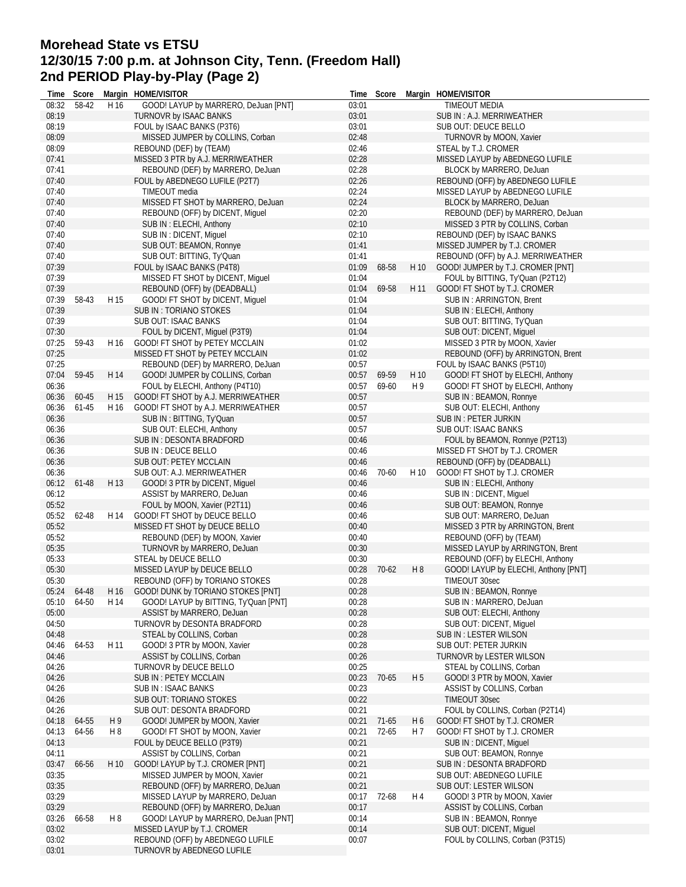# Morehead State vs ETSU
## 12/30/15 7:00 p.m. at Johnson City, Tenn. (Freedom Hall)
## 2nd PERIOD Play-by-Play (Page 2)

| Time | Score | Margin | HOME/VISITOR |
|---|---|---|---|
| 08:32 | 58-42 | H 16 | GOOD! LAYUP by MARRERO, DeJuan [PNT] |
| 08:19 | | | TURNOVR by ISAAC BANKS |
| 08:19 | | | FOUL by ISAAC BANKS (P3T6) |
| 08:09 | | | MISSED JUMPER by COLLINS, Corban |
| 08:09 | | | REBOUND (DEF) by (TEAM) |
| 07:41 | | | MISSED 3 PTR by A.J. MERRIWEATHER |
| 07:41 | | | REBOUND (DEF) by MARRERO, DeJuan |
| 07:40 | | | FOUL by ABEDNEGO LUFILE (P2T7) |
| 07:40 | | | TIMEOUT media |
| 07:40 | | | MISSED FT SHOT by MARRERO, DeJuan |
| 07:40 | | | REBOUND (OFF) by DICENT, Miguel |
| 07:40 | | | SUB IN : ELECHI, Anthony |
| 07:40 | | | SUB IN : DICENT, Miguel |
| 07:40 | | | SUB OUT: BEAMON, Ronnye |
| 07:40 | | | SUB OUT: BITTING, Ty'Quan |
| 07:39 | | | FOUL by ISAAC BANKS (P4T8) |
| 07:39 | | | MISSED FT SHOT by DICENT, Miguel |
| 07:39 | | | REBOUND (OFF) by (DEADBALL) |
| 07:39 | 58-43 | H 15 | GOOD! FT SHOT by DICENT, Miguel |
| 07:39 | | | SUB IN : TORIANO STOKES |
| 07:39 | | | SUB OUT: ISAAC BANKS |
| 07:30 | | | FOUL by DICENT, Miguel (P3T9) |
| 07:25 | 59-43 | H 16 | GOOD! FT SHOT by PETEY MCCLAIN |
| 07:25 | | | MISSED FT SHOT by PETEY MCCLAIN |
| 07:25 | | | REBOUND (DEF) by MARRERO, DeJuan |
| 07:04 | 59-45 | H 14 | GOOD! JUMPER by COLLINS, Corban |
| 06:36 | | | FOUL by ELECHI, Anthony (P4T10) |
| 06:36 | 60-45 | H 15 | GOOD! FT SHOT by A.J. MERRIWEATHER |
| 06:36 | 61-45 | H 16 | GOOD! FT SHOT by A.J. MERRIWEATHER |
| 06:36 | | | SUB IN : BITTING, Ty'Quan |
| 06:36 | | | SUB OUT: ELECHI, Anthony |
| 06:36 | | | SUB IN : DESONTA BRADFORD |
| 06:36 | | | SUB IN : DEUCE BELLO |
| 06:36 | | | SUB OUT: PETEY MCCLAIN |
| 06:36 | | | SUB OUT: A.J. MERRIWEATHER |
| 06:12 | 61-48 | H 13 | GOOD! 3 PTR by DICENT, Miguel |
| 06:12 | | | ASSIST by MARRERO, DeJuan |
| 05:52 | | | FOUL by MOON, Xavier (P2T11) |
| 05:52 | 62-48 | H 14 | GOOD! FT SHOT by DEUCE BELLO |
| 05:52 | | | MISSED FT SHOT by DEUCE BELLO |
| 05:52 | | | REBOUND (DEF) by MOON, Xavier |
| 05:35 | | | TURNOVR by MARRERO, DeJuan |
| 05:33 | | | STEAL by DEUCE BELLO |
| 05:30 | | | MISSED LAYUP by DEUCE BELLO |
| 05:30 | | | REBOUND (OFF) by TORIANO STOKES |
| 05:24 | 64-48 | H 16 | GOOD! DUNK by TORIANO STOKES [PNT] |
| 05:10 | 64-50 | H 14 | GOOD! LAYUP by BITTING, Ty'Quan [PNT] |
| 05:00 | | | ASSIST by MARRERO, DeJuan |
| 04:50 | | | TURNOVR by DESONTA BRADFORD |
| 04:48 | | | STEAL by COLLINS, Corban |
| 04:46 | 64-53 | H 11 | GOOD! 3 PTR by MOON, Xavier |
| 04:46 | | | ASSIST by COLLINS, Corban |
| 04:26 | | | TURNOVR by DEUCE BELLO |
| 04:26 | | | SUB IN : PETEY MCCLAIN |
| 04:26 | | | SUB IN : ISAAC BANKS |
| 04:26 | | | SUB OUT: TORIANO STOKES |
| 04:26 | | | SUB OUT: DESONTA BRADFORD |
| 04:18 | 64-55 | H 9 | GOOD! JUMPER by MOON, Xavier |
| 04:13 | 64-56 | H 8 | GOOD! FT SHOT by MOON, Xavier |
| 04:13 | | | FOUL by DEUCE BELLO (P3T9) |
| 04:11 | | | ASSIST by COLLINS, Corban |
| 03:47 | 66-56 | H 10 | GOOD! LAYUP by T.J. CROMER [PNT] |
| 03:35 | | | MISSED JUMPER by MOON, Xavier |
| 03:35 | | | REBOUND (OFF) by MARRERO, DeJuan |
| 03:29 | | | MISSED LAYUP by MARRERO, DeJuan |
| 03:29 | | | REBOUND (OFF) by MARRERO, DeJuan |
| 03:26 | 66-58 | H 8 | GOOD! LAYUP by MARRERO, DeJuan [PNT] |
| 03:02 | | | MISSED LAYUP by T.J. CROMER |
| 03:02 | | | REBOUND (OFF) by ABEDNEGO LUFILE |
| 03:01 | | | TURNOVR by ABEDNEGO LUFILE |
| 03:01 | | | TIMEOUT MEDIA |
| 03:01 | | | SUB IN : A.J. MERRIWEATHER |
| 03:01 | | | SUB OUT: DEUCE BELLO |
| 02:48 | | | TURNOVR by MOON, Xavier |
| 02:46 | | | STEAL by T.J. CROMER |
| 02:28 | | | MISSED LAYUP by ABEDNEGO LUFILE |
| 02:28 | | | BLOCK by MARRERO, DeJuan |
| 02:26 | | | REBOUND (OFF) by ABEDNEGO LUFILE |
| 02:24 | | | MISSED LAYUP by ABEDNEGO LUFILE |
| 02:24 | | | BLOCK by MARRERO, DeJuan |
| 02:20 | | | REBOUND (DEF) by MARRERO, DeJuan |
| 02:10 | | | MISSED 3 PTR by COLLINS, Corban |
| 02:10 | | | REBOUND (DEF) by ISAAC BANKS |
| 01:41 | | | MISSED JUMPER by T.J. CROMER |
| 01:41 | | | REBOUND (OFF) by A.J. MERRIWEATHER |
| 01:09 | 68-58 | H 10 | GOOD! JUMPER by T.J. CROMER [PNT] |
| 01:04 | | | FOUL by BITTING, Ty'Quan (P2T12) |
| 01:04 | 69-58 | H 11 | GOOD! FT SHOT by T.J. CROMER |
| 01:04 | | | SUB IN : ARRINGTON, Brent |
| 01:04 | | | SUB IN : ELECHI, Anthony |
| 01:04 | | | SUB OUT: BITTING, Ty'Quan |
| 01:04 | | | SUB OUT: DICENT, Miguel |
| 01:02 | | | MISSED 3 PTR by MOON, Xavier |
| 01:02 | | | REBOUND (OFF) by ARRINGTON, Brent |
| 00:57 | | | FOUL by ISAAC BANKS (P5T10) |
| 00:57 | 69-59 | H 10 | GOOD! FT SHOT by ELECHI, Anthony |
| 00:57 | 69-60 | H 9 | GOOD! FT SHOT by ELECHI, Anthony |
| 00:57 | | | SUB IN : BEAMON, Ronnye |
| 00:57 | | | SUB OUT: ELECHI, Anthony |
| 00:57 | | | SUB IN : PETER JURKIN |
| 00:57 | | | SUB OUT: ISAAC BANKS |
| 00:46 | | | FOUL by BEAMON, Ronnye (P2T13) |
| 00:46 | | | MISSED FT SHOT by T.J. CROMER |
| 00:46 | | | REBOUND (OFF) by (DEADBALL) |
| 00:46 | 70-60 | H 10 | GOOD! FT SHOT by T.J. CROMER |
| 00:46 | | | SUB IN : ELECHI, Anthony |
| 00:46 | | | SUB IN : DICENT, Miguel |
| 00:46 | | | SUB OUT: BEAMON, Ronnye |
| 00:46 | | | SUB OUT: MARRERO, DeJuan |
| 00:40 | | | MISSED 3 PTR by ARRINGTON, Brent |
| 00:40 | | | REBOUND (OFF) by (TEAM) |
| 00:30 | | | MISSED LAYUP by ARRINGTON, Brent |
| 00:30 | | | REBOUND (OFF) by ELECHI, Anthony |
| 00:28 | 70-62 | H 8 | GOOD! LAYUP by ELECHI, Anthony [PNT] |
| 00:28 | | | TIMEOUT 30sec |
| 00:28 | | | SUB IN : BEAMON, Ronnye |
| 00:28 | | | SUB IN : MARRERO, DeJuan |
| 00:28 | | | SUB OUT: ELECHI, Anthony |
| 00:28 | | | SUB OUT: DICENT, Miguel |
| 00:28 | | | SUB IN : LESTER WILSON |
| 00:28 | | | SUB OUT: PETER JURKIN |
| 00:26 | | | TURNOVR by LESTER WILSON |
| 00:25 | | | STEAL by COLLINS, Corban |
| 00:23 | 70-65 | H 5 | GOOD! 3 PTR by MOON, Xavier |
| 00:23 | | | ASSIST by COLLINS, Corban |
| 00:22 | | | TIMEOUT 30sec |
| 00:21 | | | FOUL by COLLINS, Corban (P2T14) |
| 00:21 | 71-65 | H 6 | GOOD! FT SHOT by T.J. CROMER |
| 00:21 | 72-65 | H 7 | GOOD! FT SHOT by T.J. CROMER |
| 00:21 | | | SUB IN : DICENT, Miguel |
| 00:21 | | | SUB OUT: BEAMON, Ronnye |
| 00:21 | | | SUB IN : DESONTA BRADFORD |
| 00:21 | | | SUB OUT: ABEDNEGO LUFILE |
| 00:21 | | | SUB OUT: LESTER WILSON |
| 00:17 | 72-68 | H 4 | GOOD! 3 PTR by MOON, Xavier |
| 00:17 | | | ASSIST by COLLINS, Corban |
| 00:14 | | | SUB IN : BEAMON, Ronnye |
| 00:14 | | | SUB OUT: DICENT, Miguel |
| 00:07 | | | FOUL by COLLINS, Corban (P3T15) |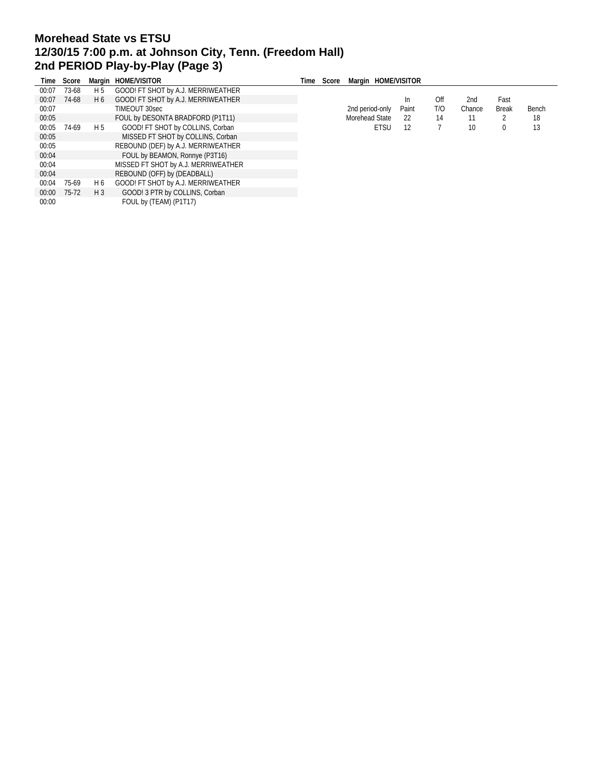# Morehead State vs ETSU
# 12/30/15 7:00 p.m. at Johnson City, Tenn. (Freedom Hall)
# 2nd PERIOD Play-by-Play (Page 3)

| Time | Score | Margin | HOME/VISITOR |
|---|---|---|---|
| 00:07 | 73-68 | H 5 | GOOD! FT SHOT by A.J. MERRIWEATHER |
| 00:07 | 74-68 | H 6 | GOOD! FT SHOT by A.J. MERRIWEATHER |
| 00:07 | | | TIMEOUT 30sec |
| 00:05 | | | FOUL by DESONTA BRADFORD (P1T11) |
| 00:05 | 74-69 | H 5 | GOOD! FT SHOT by COLLINS, Corban |
| 00:05 | | | MISSED FT SHOT by COLLINS, Corban |
| 00:05 | | | REBOUND (DEF) by A.J. MERRIWEATHER |
| 00:04 | | | FOUL by BEAMON, Ronnye (P3T16) |
| 00:04 | | | MISSED FT SHOT by A.J. MERRIWEATHER |
| 00:04 | | | REBOUND (OFF) by (DEADBALL) |
| 00:04 | 75-69 | H 6 | GOOD! FT SHOT by A.J. MERRIWEATHER |
| 00:00 | 75-72 | H 3 | GOOD! 3 PTR by COLLINS, Corban |
| 00:00 | | | FOUL by (TEAM) (P1T17) |

| 2nd period-only | In Paint | Off T/O | 2nd Chance | Fast Break | Bench |
|---|---|---|---|---|---|
| Morehead State | 22 | 14 | 11 | 2 | 18 |
| ETSU | 12 | 7 | 10 | 0 | 13 |